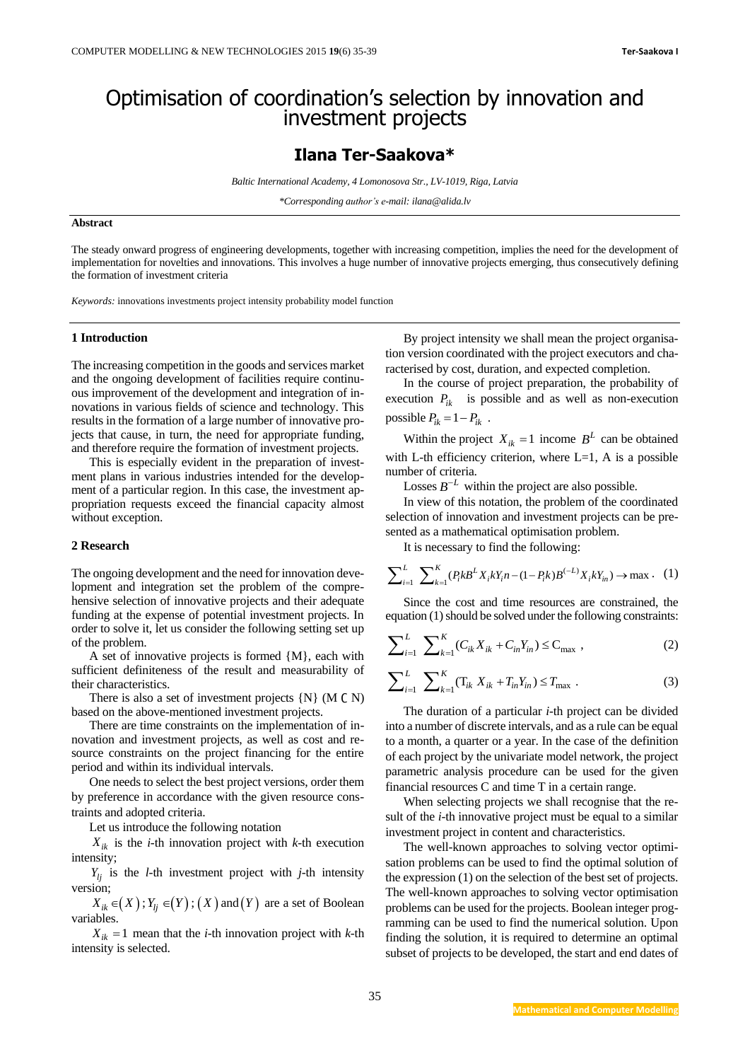# Optimisation of coordination's selection by innovation and investment projects

**Ilana Ter-Saakova***

*Baltic International Academy, 4 Lomonosova Str., LV-1019, Riga, Latvia*

*\*Corresponding author's e-mail: ilana@alida.lv*

**Abstract**

The steady onward progress of engineering developments, together with increasing competition, implies the need for the development of implementation for novelties and innovations. This involves a huge number of innovative projects emerging, thus consecutively defining the formation of investment criteria

*Keywords:* innovations investments project intensity probability model function

## 1 Introduction

The increasing competition in the goods and services market and the ongoing development of facilities require continuous improvement of the development and integration of innovations in various fields of science and technology. This results in the formation of a large number of innovative projects that cause, in turn, the need for appropriate funding, and therefore require the formation of investment projects.

This is especially evident in the preparation of investment plans in various industries intended for the development of a particular region. In this case, the investment appropriation requests exceed the financial capacity almost without exception.

## 2 Research

The ongoing development and the need for innovation development and integration set the problem of the comprehensive selection of innovative projects and their adequate funding at the expense of potential investment projects. In order to solve it, let us consider the following setting set up of the problem.

A set of innovative projects is formed {M}, each with sufficient definiteness of the result and measurability of their characteristics.

There is also a set of investment projects {N} (M ⊂ N) based on the above-mentioned investment projects.

There are time constraints on the implementation of innovation and investment projects, as well as cost and resource constraints on the project financing for the entire period and within its individual intervals.

One needs to select the best project versions, order them by preference in accordance with the given resource constraints and adopted criteria.

Let us introduce the following notation

$X_{ik}$ is the *i*-th innovation project with *k*-th execution intensity;

$Y_{lj}$ is the *l*-th investment project with *j*-th intensity version;

$X_{ik} \in (X)$; $Y_{lj} \in (Y)$; $(X)$ and $(Y)$ are a set of Boolean variables.

$X_{ik} = 1$ mean that the *i*-th innovation project with *k*-th intensity is selected.

By project intensity we shall mean the project organisation version coordinated with the project executors and characterised by cost, duration, and expected completion.

In the course of project preparation, the probability of execution $P_{ik}$ is possible and as well as non-execution possible $P_{ik} = 1 - P_{ik}$ .

Within the project $X_{ik} = 1$ income $B^L$ can be obtained with L-th efficiency criterion, where L=1, A is a possible number of criteria.

Losses $B^{-L}$ within the project are also possible.

In view of this notation, the problem of the coordinated selection of innovation and investment projects can be presented as a mathematical optimisation problem.

It is necessary to find the following:

$$\sum_{i=1}^{L} \sum_{k=1}^{K} (P_i k B^L X_i k Y_i n - (1-P_i k) B^{(-L)} X_i k Y_{in}) \to \max . \quad (1)$$

Since the cost and time resources are constrained, the equation (1) should be solved under the following constraints:

$$\sum_{i=1}^{L} \sum_{k=1}^{K} (C_{ik} X_{ik} + C_{in} Y_{in}) \le \mathrm{C}_{\max} , \quad (2)$$

$$\sum_{i=1}^{L} \sum_{k=1}^{K} (\mathrm{T}_{ik} X_{ik} + T_{in} Y_{in}) \le T_{\max} . \quad (3)$$

The duration of a particular *i*-th project can be divided into a number of discrete intervals, and as a rule can be equal to a month, a quarter or a year. In the case of the definition of each project by the univariate model network, the project parametric analysis procedure can be used for the given financial resources C and time T in a certain range.

When selecting projects we shall recognise that the result of the *i*-th innovative project must be equal to a similar investment project in content and characteristics.

The well-known approaches to solving vector optimisation problems can be used to find the optimal solution of the expression (1) on the selection of the best set of projects. The well-known approaches to solving vector optimisation problems can be used for the projects. Boolean integer programming can be used to find the numerical solution. Upon finding the solution, it is required to determine an optimal subset of projects to be developed, the start and end dates of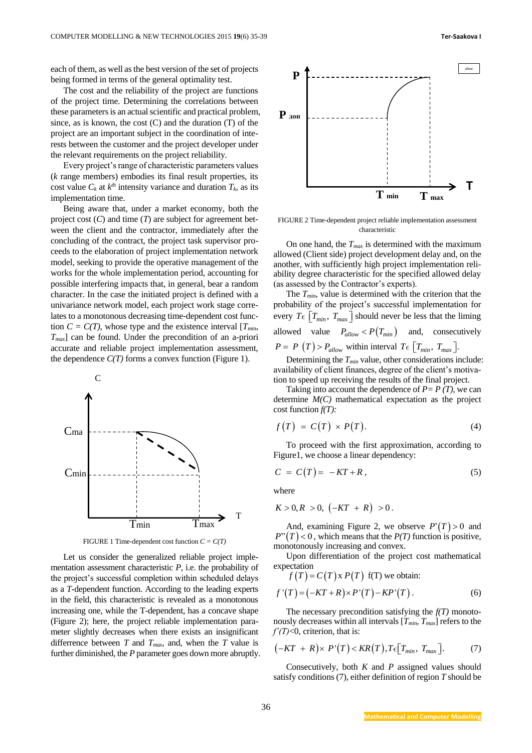each of them, as well as the best version of the set of projects being formed in terms of the general optimality test.

The cost and the reliability of the project are functions of the project time. Determining the correlations between these parameters is an actual scientific and practical problem, since, as is known, the cost (C) and the duration (T) of the project are an important subject in the coordination of interests between the customer and the project developer under the relevant requirements on the project reliability.

Every project's range of characteristic parameters values (*k* range members) embodies its final result properties, its cost value $C_k$ at $k^{th}$ intensity variance and duration $T_k$, as its implementation time.

Being aware that, under a market economy, both the project cost (*C*) and time (*T*) are subject for agreement between the client and the contractor, immediately after the concluding of the contract, the project task supervisor proceeds to the elaboration of project implementation network model, seeking to provide the operative management of the works for the whole implementation period, accounting for possible interfering impacts that, in general, bear a random character. In the case the initiated project is defined with a univariance network model, each project work stage correlates to a monotonous decreasing time-dependent cost function $C = C(T)$, whose type and the existence interval $[T_{min}, T_{max}]$ can be found. Under the precondition of an a-priori accurate and reliable project implementation assessment, the dependence $C(T)$ forms a convex function (Figure 1).

FIGURE 1 Time-dependent cost function $C = C(T)$

Let us consider the generalized reliable project implementation assessment characteristic *P*, i.e. the probability of the project's successful completion within scheduled delays as a *T*-dependent function. According to the leading experts in the field, this characteristic is revealed as a monotonous increasing one, while the T-dependent, has a concave shape (Figure 2); here, the project reliable implementation parameter slightly decreases when there exists an insignificant differrence between *T* and $T_{max}$, and, when the *T* value is further diminished, the *P* parameter goes down more abruptly.

FIGURE 2 Time-dependent project reliable implementation assessment characteristic

On one hand, the $T_{max}$ is determined with the maximum allowed (Client side) project development delay and, on the another, with sufficiently high project implementation reliability degree characteristic for the specified allowed delay (as assessed by the Contractor's experts).

The $T_{min}$, value is determined with the criterion that the probability of the project's successful implementation for every $T\epsilon\left[T_{min},\ T_{max}\right]$ should never be less that the liming allowed value $P_{allow} < P\left(T_{min}\right)$ and, consecutively $P = P\left(T\right) > P_{allow}$ within interval $T\epsilon\left[T_{min},\ T_{max}\right]$.

Determining the $T_{min}$ value, other considerations include: availability of client finances, degree of the client's motivation to speed up receiving the results of the final project.

Taking into account the dependence of $P = P(T)$, we can determine $M(C)$ mathematical expectation as the project cost function $f(T)$:

$$f\left(T\right) = C\left(T\right) \times P\left(T\right). \tag{4}$$

To proceed with the first approximation, according to Figure1, we choose a linear dependency:

$$C = C\left(T\right) = -KT + R, \tag{5}$$

where

$$K > 0, R > 0,\ \left(-KT + R\right) > 0.$$

And, examining Figure 2, we observe $P'\left(T\right) > 0$ and $P''\left(T\right) < 0$, which means that the $P(T)$ function is positive, monotonously increasing and convex.

Upon differentiation of the project cost mathematical expectation $f\left(T\right) = C\left(T\right) \text{x}\, P\left(T\right)$ f(T) we obtain:

$$f'\left(T\right) = \left(-KT + R\right) \times P'\left(T\right) - KP'\left(T\right). \tag{6}$$

The necessary precondition satisfying the $f(T)$ monotonously decreases within all intervals $[T_{min}, T_{max}]$ refers to the $f'(T)<0$, criterion, that is:

$$\left(-KT + R\right) \times P'\left(T\right) < KR\left(T\right), T\epsilon\left[T_{min},\ T_{max}\right]. \tag{7}$$

Consecutively, both *K* and *P* assigned values should satisfy conditions (7), either definition of region *T* should be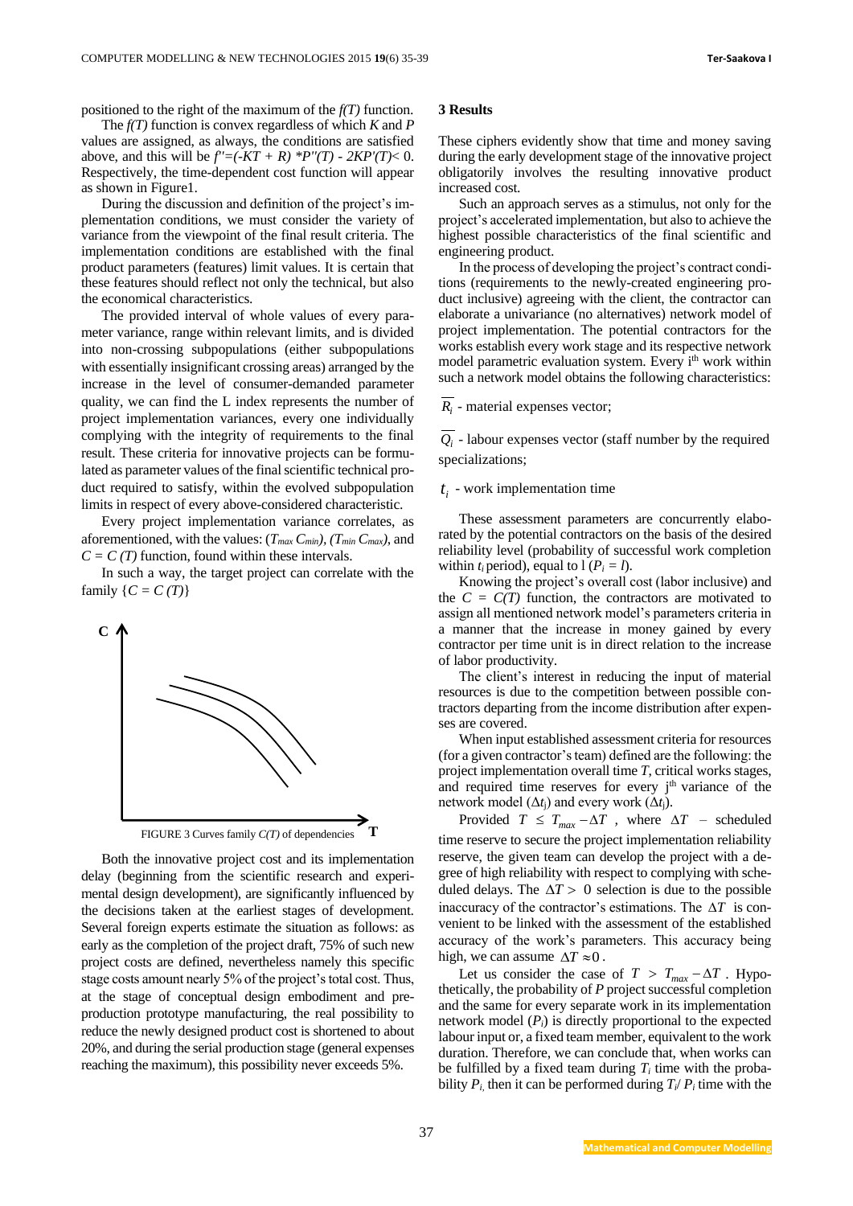positioned to the right of the maximum of the $f(T)$ function.

The $f(T)$ function is convex regardless of which $K$ and $P$ values are assigned, as always, the conditions are satisfied above, and this will be $f''=(-KT + R) *P''(T) - 2KP'(T)< 0$. Respectively, the time-dependent cost function will appear as shown in Figure1.

During the discussion and definition of the project's implementation conditions, we must consider the variety of variance from the viewpoint of the final result criteria. The implementation conditions are established with the final product parameters (features) limit values. It is certain that these features should reflect not only the technical, but also the economical characteristics.

The provided interval of whole values of every parameter variance, range within relevant limits, and is divided into non-crossing subpopulations (either subpopulations with essentially insignificant crossing areas) arranged by the increase in the level of consumer-demanded parameter quality, we can find the L index represents the number of project implementation variances, every one individually complying with the integrity of requirements to the final result. These criteria for innovative projects can be formulated as parameter values of the final scientific technical product required to satisfy, within the evolved subpopulation limits in respect of every above-considered characteristic.

Every project implementation variance correlates, as aforementioned, with the values: $(T_{max}\ C_{min})$, $(T_{min}\ C_{max})$, and $C = C(T)$ function, found within these intervals.

In such a way, the target project can correlate with the family $\{C = C(T)\}$

FIGURE 3 Curves family $C(T)$ of dependencies

Both the innovative project cost and its implementation delay (beginning from the scientific research and experimental design development), are significantly influenced by the decisions taken at the earliest stages of development. Several foreign experts estimate the situation as follows: as early as the completion of the project draft, 75% of such new project costs are defined, nevertheless namely this specific stage costs amount nearly 5% of the project's total cost. Thus, at the stage of conceptual design embodiment and pre-production prototype manufacturing, the real possibility to reduce the newly designed product cost is shortened to about 20%, and during the serial production stage (general expenses reaching the maximum), this possibility never exceeds 5%.

## 3 Results

These ciphers evidently show that time and money saving during the early development stage of the innovative project obligatorily involves the resulting innovative product increased cost.

Such an approach serves as a stimulus, not only for the project's accelerated implementation, but also to achieve the highest possible characteristics of the final scientific and engineering product.

In the process of developing the project's contract conditions (requirements to the newly-created engineering product inclusive) agreeing with the client, the contractor can elaborate a univariance (no alternatives) network model of project implementation. The potential contractors for the works establish every work stage and its respective network model parametric evaluation system. Every i[th] work within such a network model obtains the following characteristics:

$\overline{R_i}$ - material expenses vector;

$\overline{Q_i}$ - labour expenses vector (staff number by the required specializations;

$t_i$ - work implementation time

These assessment parameters are concurrently elaborated by the potential contractors on the basis of the desired reliability level (probability of successful work completion within $t_i$ period), equal to 1 ($P_i = l$).

Knowing the project's overall cost (labor inclusive) and the $C = C(T)$ function, the contractors are motivated to assign all mentioned network model's parameters criteria in a manner that the increase in money gained by every contractor per time unit is in direct relation to the increase of labor productivity.

The client's interest in reducing the input of material resources is due to the competition between possible contractors departing from the income distribution after expenses are covered.

When input established assessment criteria for resources (for a given contractor's team) defined are the following: the project implementation overall time $T$, critical works stages, and required time reserves for every j[th] variance of the network model ($\Delta t_j$) and every work ($\Delta t_i$).

Provided $T \leq T_{max} - \Delta T$, where $\Delta T$ – scheduled time reserve to secure the project implementation reliability reserve, the given team can develop the project with a degree of high reliability with respect to complying with scheduled delays. The $\Delta T > 0$ selection is due to the possible inaccuracy of the contractor's estimations. The $\Delta T$ is convenient to be linked with the assessment of the established accuracy of the work's parameters. This accuracy being high, we can assume $\Delta T \approx 0$.

Let us consider the case of $T > T_{max} - \Delta T$. Hypothetically, the probability of $P$ project successful completion and the same for every separate work in its implementation network model ($P_i$) is directly proportional to the expected labour input or, a fixed team member, equivalent to the work duration. Therefore, we can conclude that, when works can be fulfilled by a fixed team during $T_i$ time with the probability $P_i$, then it can be performed during $T_i/P_i$ time with the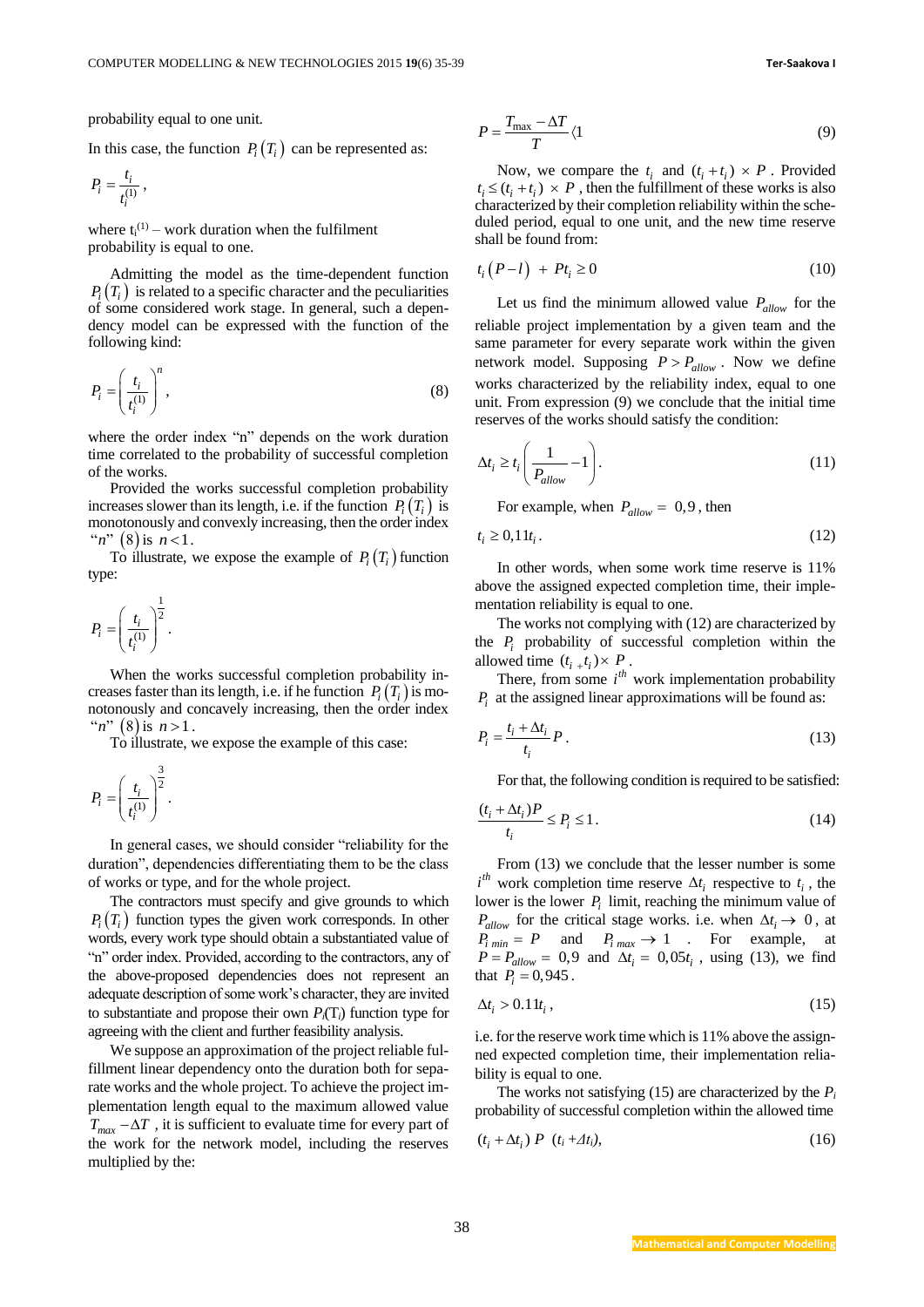probability equal to one unit.

In this case, the function $P_i(T_i)$ can be represented as:

$$P_i = \frac{t_i}{t_i^{(1)}},$$

where $t_i^{(1)}$ – work duration when the fulfilment probability is equal to one.

Admitting the model as the time-dependent function $P_i(T_i)$ is related to a specific character and the peculiarities of some considered work stage. In general, such a dependency model can be expressed with the function of the following kind:

$$P_i = \left(\frac{t_i}{t_i^{(1)}}\right)^n, \tag{8}$$

where the order index "n" depends on the work duration time correlated to the probability of successful completion of the works.

Provided the works successful completion probability increases slower than its length, i.e. if the function $P_i(T_i)$ is monotonously and convexly increasing, then the order index "$n$" $(8)$ is $n<1$.

To illustrate, we expose the example of $P_i(T_i)$ function type:

$$P_i = \left(\frac{t_i}{t_i^{(1)}}\right)^{\frac{1}{2}}.$$

When the works successful completion probability increases faster than its length, i.e. if he function $P_i(T_i)$ is monotonously and concavely increasing, then the order index "$n$" $(8)$ is $n>1$.

To illustrate, we expose the example of this case:

$$P_i = \left(\frac{t_i}{t_i^{(1)}}\right)^{\frac{3}{2}}.$$

In general cases, we should consider "reliability for the duration", dependencies differentiating them to be the class of works or type, and for the whole project.

The contractors must specify and give grounds to which $P_i(T_i)$ function types the given work corresponds. In other words, every work type should obtain a substantiated value of "n" order index. Provided, according to the contractors, any of the above-proposed dependencies does not represent an adequate description of some work's character, they are invited to substantiate and propose their own $P_i(T_i)$ function type for agreeing with the client and further feasibility analysis.

We suppose an approximation of the project reliable fulfillment linear dependency onto the duration both for separate works and the whole project. To achieve the project implementation length equal to the maximum allowed value $T_{max} - \Delta T$, it is sufficient to evaluate time for every part of the work for the network model, including the reserves multiplied by the:

$$P = \frac{T_{\max} - \Delta T}{T} \langle 1 \tag{9}$$

Now, we compare the $t_i$ and $(t_i + t_i) \times P$. Provided $t_i \le (t_i + t_i) \times P$, then the fulfillment of these works is also characterized by their completion reliability within the scheduled period, equal to one unit, and the new time reserve shall be found from:

$$t_i\left(P - l\right) + Pt_i \ge 0 \tag{10}$$

Let us find the minimum allowed value $P_{allow}$ for the reliable project implementation by a given team and the same parameter for every separate work within the given network model. Supposing $P > P_{allow}$. Now we define works characterized by the reliability index, equal to one unit. From expression (9) we conclude that the initial time reserves of the works should satisfy the condition:

$$\Delta t_i \ge t_i\left(\frac{1}{P_{allow}} - 1\right). \tag{11}$$

For example, when $P_{allow} = 0{,}9$, then

$$t_i \ge 0{,}11 t_i. \tag{12}$$

In other words, when some work time reserve is 11% above the assigned expected completion time, their implementation reliability is equal to one.

The works not complying with (12) are characterized by the $P_i$ probability of successful completion within the allowed time $(t_{i\,+}t_i)\times P$.

There, from some $i^{th}$ work implementation probability $P_i$ at the assigned linear approximations will be found as:

$$P_i = \frac{t_i + \Delta t_i}{t_i} P. \tag{13}$$

For that, the following condition is required to be satisfied:

$$\frac{(t_i + \Delta t_i)P}{t_i} \le P_i \le 1. \tag{14}$$

From (13) we conclude that the lesser number is some $i^{th}$ work completion time reserve $\Delta t_i$ respective to $t_i$, the lower is the lower $P_i$ limit, reaching the minimum value of $P_{allow}$ for the critical stage works. i.e. when $\Delta t_i \to 0$, at $P_{i\ min} = P$ and $P_{i\ max} \to 1$. For example, at $P = P_{allow} = 0{,}9$ and $\Delta t_i = 0{,}05 t_i$, using (13), we find that $P_i = 0{,}945$.

$$\Delta t_i > 0.11 t_i, \tag{15}$$

i.e. for the reserve work time which is 11% above the assigned expected completion time, their implementation reliability is equal to one.

The works not satisfying (15) are characterized by the $P_i$ probability of successful completion within the allowed time

$$(t_i + \Delta t_i)\ P\ \ (t_i + \Delta t_i), \tag{16}$$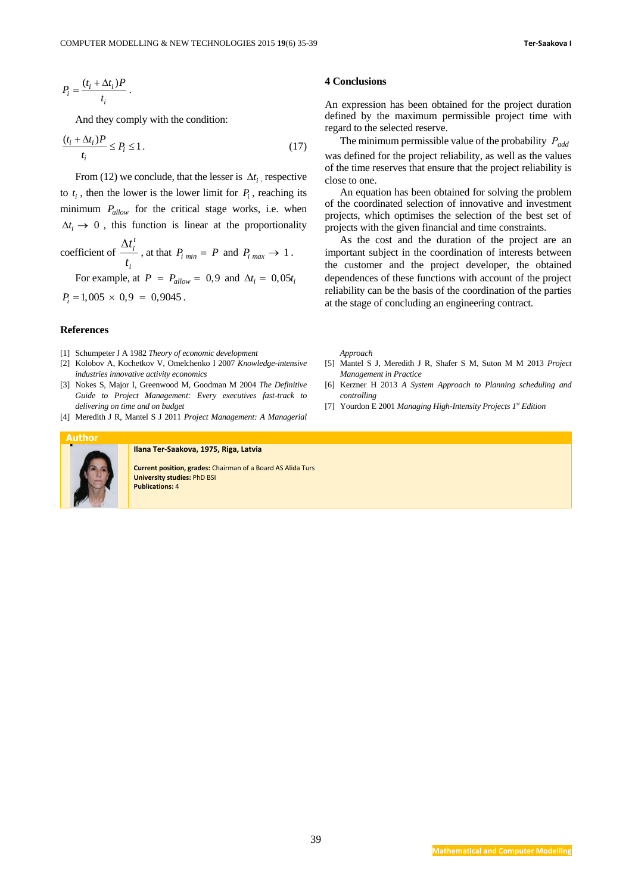$$P_i = \frac{(t_i + \Delta t_i)P}{t_i}.$$

And they comply with the condition:

$$\frac{(t_i + \Delta t_i)P}{t_i} \le P_i \le 1. \quad (17)$$

From (12) we conclude, that the lesser is $\Delta t_i$ , respective to $t_i$ , then the lower is the lower limit for $P_i$ , reaching its minimum $P_{allow}$ for the critical stage works, i.e. when $\Delta t_i \to 0$ , this function is linear at the proportionality coefficient of $\frac{\Delta t_i^t}{t_i}$ , at that $P_{i\ min} = P$ and $P_{i\ max} \to 1$ .

For example, at $P = P_{allow} = 0{,}9$ and $\Delta t_i = 0{,}05 t_i$ $P_i = 1{,}005 \times 0{,}9 = 0{,}9045$ .

## 4 Conclusions

An expression has been obtained for the project duration defined by the maximum permissible project time with regard to the selected reserve.

The minimum permissible value of the probability $P_{add}$ was defined for the project reliability, as well as the values of the time reserves that ensure that the project reliability is close to one.

An equation has been obtained for solving the problem of the coordinated selection of innovative and investment projects, which optimises the selection of the best set of projects with the given financial and time constraints.

As the cost and the duration of the project are an important subject in the coordination of interests between the customer and the project developer, the obtained dependences of these functions with account of the project reliability can be the basis of the coordination of the parties at the stage of concluding an engineering contract.

## References

[1] Schumpeter J A 1982 *Theory of economic development*
[2] Kolobov A, Kochetkov V, Omelchenko I 2007 *Knowledge-intensive industries innovative activity economics*
[3] Nokes S, Major I, Greenwood M, Goodman M 2004 *The Definitive Guide to Project Management: Every executives fast-track to delivering on time and on budget*
[4] Meredith J R, Mantel S J 2011 *Project Management: A Managerial Approach*
[5] Mantel S J, Meredith J R, Shafer S M, Suton M M 2013 *Project Management in Practice*
[6] Kerzner H 2013 *A System Approach to Planning scheduling and controlling*
[7] Yourdon E 2001 *Managing High-Intensity Projects 1st Edition*

**Author**

**Ilana Ter-Saakova, 1975, Riga, Latvia**

**Current position, grades:** Chairman of a Board AS Alida Turs
**University studies:** PhD BSI
**Publications:** 4